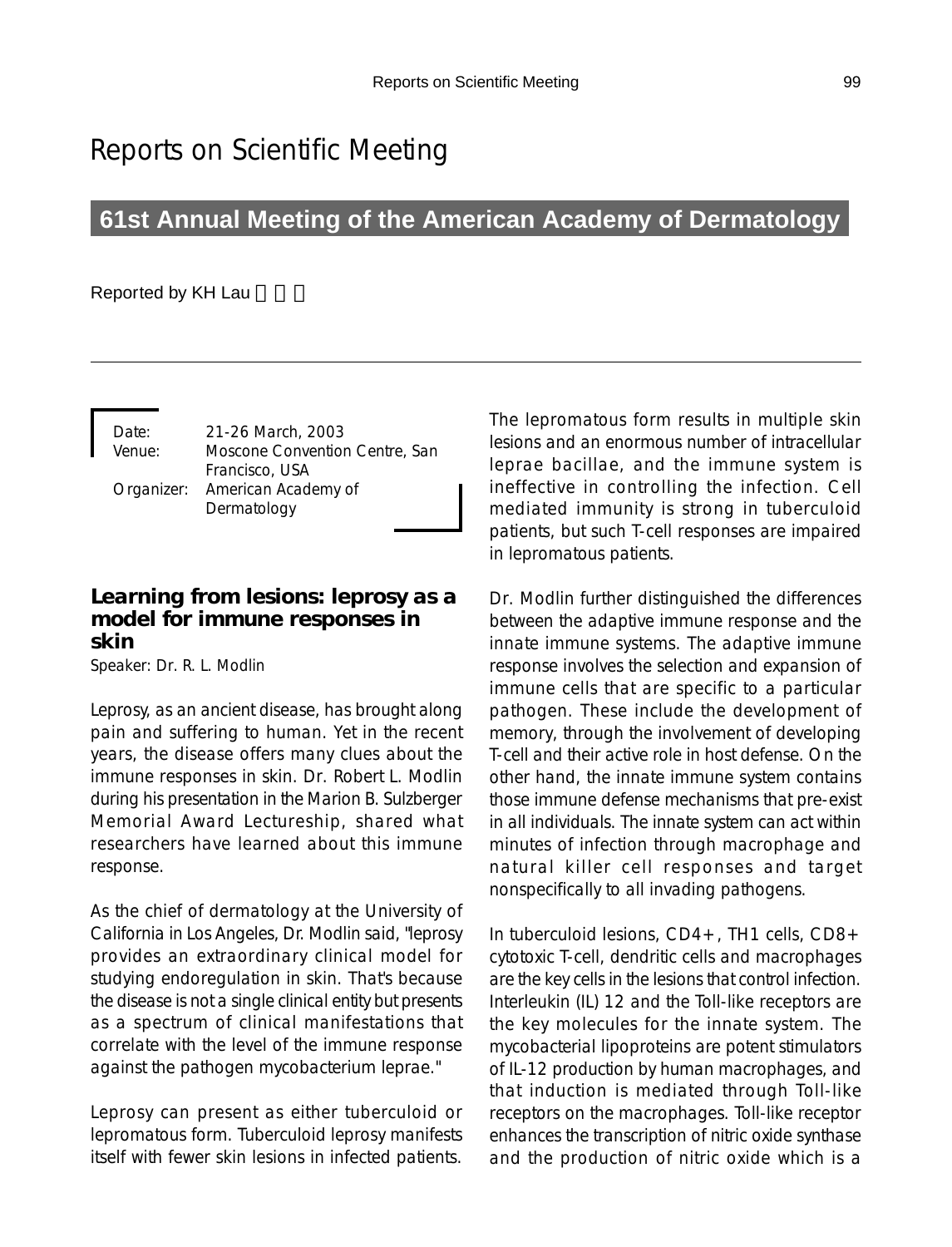// Reports on Scientific Meeting

## 61st Annual Meeting of the American Academy of Dermatology

Reported by KH Lau 劉國鴻

Date: 21-26 March, 2003
Venue: Moscone Convention Centre, San Francisco, USA
Organizer: American Academy of Dermatology

### Learning from lesions: leprosy as a model for immune responses in skin

Speaker: Dr. R. L. Modlin

Leprosy, as an ancient disease, has brought along pain and suffering to human. Yet in the recent years, the disease offers many clues about the immune responses in skin. Dr. Robert L. Modlin during his presentation in the Marion B. Sulzberger Memorial Award Lectureship, shared what researchers have learned about this immune response.

As the chief of dermatology at the University of California in Los Angeles, Dr. Modlin said, "leprosy provides an extraordinary clinical model for studying endoregulation in skin. That's because the disease is not a single clinical entity but presents as a spectrum of clinical manifestations that correlate with the level of the immune response against the pathogen mycobacterium leprae."

Leprosy can present as either tuberculoid or lepromatous form. Tuberculoid leprosy manifests itself with fewer skin lesions in infected patients. The lepromatous form results in multiple skin lesions and an enormous number of intracellular leprae bacillae, and the immune system is ineffective in controlling the infection. Cell mediated immunity is strong in tuberculoid patients, but such T-cell responses are impaired in lepromatous patients.

Dr. Modlin further distinguished the differences between the adaptive immune response and the innate immune systems. The adaptive immune response involves the selection and expansion of immune cells that are specific to a particular pathogen. These include the development of memory, through the involvement of developing T-cell and their active role in host defense. On the other hand, the innate immune system contains those immune defense mechanisms that pre-exist in all individuals. The innate system can act within minutes of infection through macrophage and natural killer cell responses and target nonspecifically to all invading pathogens.

In tuberculoid lesions, CD4+, TH1 cells, CD8+ cytotoxic T-cell, dendritic cells and macrophages are the key cells in the lesions that control infection. Interleukin (IL) 12 and the Toll-like receptors are the key molecules for the innate system. The mycobacterial lipoproteins are potent stimulators of IL-12 production by human macrophages, and that induction is mediated through Toll-like receptors on the macrophages. Toll-like receptor enhances the transcription of nitric oxide synthase and the production of nitric oxide which is a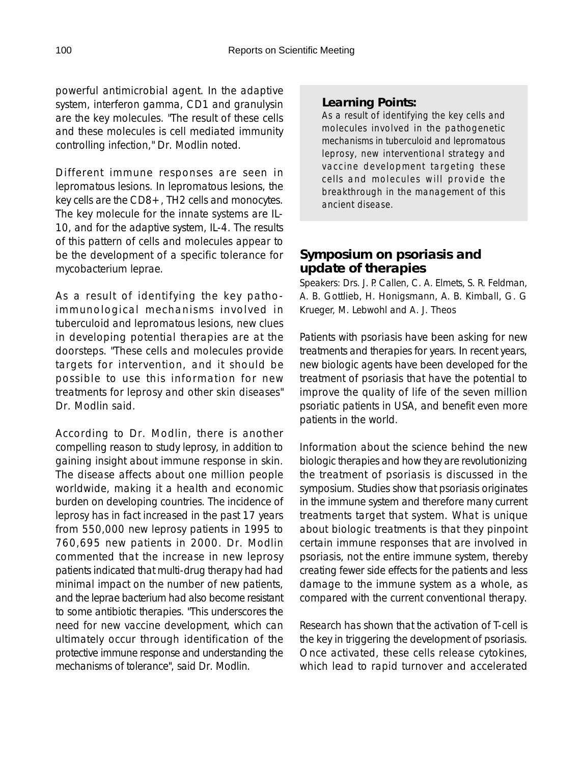powerful antimicrobial agent. In the adaptive system, interferon gamma, CD1 and granulysin are the key molecules. "The result of these cells and these molecules is cell mediated immunity controlling infection," Dr. Modlin noted.

Different immune responses are seen in lepromatous lesions. In lepromatous lesions, the key cells are the CD8+, TH2 cells and monocytes. The key molecule for the innate systems are IL-10, and for the adaptive system, IL-4. The results of this pattern of cells and molecules appear to be the development of a specific tolerance for mycobacterium leprae.

As a result of identifying the key patho-immunological mechanisms involved in tuberculoid and lepromatous lesions, new clues in developing potential therapies are at the doorsteps. "These cells and molecules provide targets for intervention, and it should be possible to use this information for new treatments for leprosy and other skin diseases" Dr. Modlin said.

According to Dr. Modlin, there is another compelling reason to study leprosy, in addition to gaining insight about immune response in skin. The disease affects about one million people worldwide, making it a health and economic burden on developing countries. The incidence of leprosy has in fact increased in the past 17 years from 550,000 new leprosy patients in 1995 to 760,695 new patients in 2000. Dr. Modlin commented that the increase in new leprosy patients indicated that multi-drug therapy had had minimal impact on the number of new patients, and the leprae bacterium had also become resistant to some antibiotic therapies. "This underscores the need for new vaccine development, which can ultimately occur through identification of the protective immune response and understanding the mechanisms of tolerance", said Dr. Modlin.

> **Learning Points:**
> As a result of identifying the key cells and molecules involved in the pathogenetic mechanisms in tuberculoid and lepromatous leprosy, new interventional strategy and vaccine development targeting these cells and molecules will provide the breakthrough in the management of this ancient disease.

## Symposium on psoriasis and update of therapies

Speakers: Drs. J. P. Callen, C. A. Elmets, S. R. Feldman, A. B. Gottlieb, H. Honigsmann, A. B. Kimball, G. G Krueger, M. Lebwohl and A. J. Theos

Patients with psoriasis have been asking for new treatments and therapies for years. In recent years, new biologic agents have been developed for the treatment of psoriasis that have the potential to improve the quality of life of the seven million psoriatic patients in USA, and benefit even more patients in the world.

Information about the science behind the new biologic therapies and how they are revolutionizing the treatment of psoriasis is discussed in the symposium. Studies show that psoriasis originates in the immune system and therefore many current treatments target that system. What is unique about biologic treatments is that they pinpoint certain immune responses that are involved in psoriasis, not the entire immune system, thereby creating fewer side effects for the patients and less damage to the immune system as a whole, as compared with the current conventional therapy.

Research has shown that the activation of T-cell is the key in triggering the development of psoriasis. Once activated, these cells release cytokines, which lead to rapid turnover and accelerated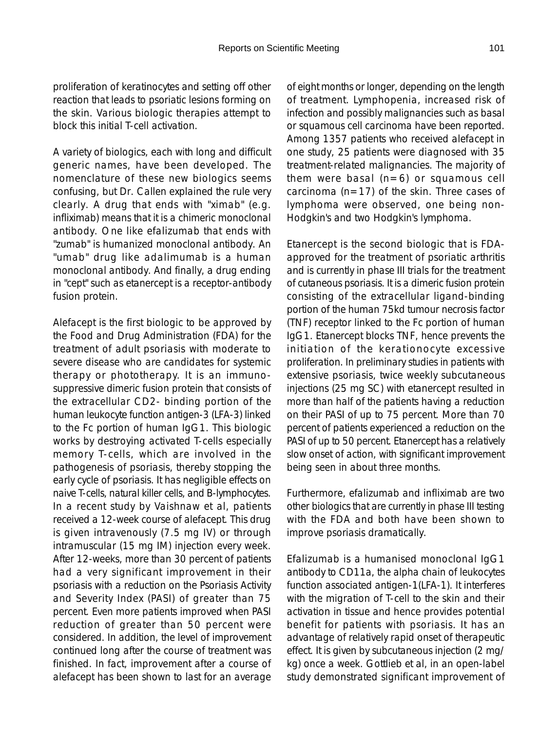proliferation of keratinocytes and setting off other reaction that leads to psoriatic lesions forming on the skin. Various biologic therapies attempt to block this initial T-cell activation.

A variety of biologics, each with long and difficult generic names, have been developed. The nomenclature of these new biologics seems confusing, but Dr. Callen explained the rule very clearly. A drug that ends with "ximab" (e.g. infliximab) means that it is a chimeric monoclonal antibody. One like efalizumab that ends with "zumab" is humanized monoclonal antibody. An "umab" drug like adalimumab is a human monoclonal antibody. And finally, a drug ending in "cept" such as etanercept is a receptor-antibody fusion protein.

Alefacept is the first biologic to be approved by the Food and Drug Administration (FDA) for the treatment of adult psoriasis with moderate to severe disease who are candidates for systemic therapy or phototherapy. It is an immuno-suppressive dimeric fusion protein that consists of the extracellular CD2- binding portion of the human leukocyte function antigen-3 (LFA-3) linked to the Fc portion of human IgG1. This biologic works by destroying activated T-cells especially memory T-cells, which are involved in the pathogenesis of psoriasis, thereby stopping the early cycle of psoriasis. It has negligible effects on naive T-cells, natural killer cells, and B-lymphocytes. In a recent study by Vaishnaw et al, patients received a 12-week course of alefacept. This drug is given intravenously (7.5 mg IV) or through intramuscular (15 mg IM) injection every week. After 12-weeks, more than 30 percent of patients had a very significant improvement in their psoriasis with a reduction on the Psoriasis Activity and Severity Index (PASI) of greater than 75 percent. Even more patients improved when PASI reduction of greater than 50 percent were considered. In addition, the level of improvement continued long after the course of treatment was finished. In fact, improvement after a course of alefacept has been shown to last for an average of eight months or longer, depending on the length of treatment. Lymphopenia, increased risk of infection and possibly malignancies such as basal or squamous cell carcinoma have been reported. Among 1357 patients who received alefacept in one study, 25 patients were diagnosed with 35 treatment-related malignancies. The majority of them were basal (n=6) or squamous cell carcinoma (n=17) of the skin. Three cases of lymphoma were observed, one being non-Hodgkin's and two Hodgkin's lymphoma.

Etanercept is the second biologic that is FDA-approved for the treatment of psoriatic arthritis and is currently in phase III trials for the treatment of cutaneous psoriasis. It is a dimeric fusion protein consisting of the extracellular ligand-binding portion of the human 75kd tumour necrosis factor (TNF) receptor linked to the Fc portion of human IgG1. Etanercept blocks TNF, hence prevents the initiation of the keratinocyte excessive proliferation. In preliminary studies in patients with extensive psoriasis, twice weekly subcutaneous injections (25 mg SC) with etanercept resulted in more than half of the patients having a reduction on their PASI of up to 75 percent. More than 70 percent of patients experienced a reduction on the PASI of up to 50 percent. Etanercept has a relatively slow onset of action, with significant improvement being seen in about three months.

Furthermore, efalizumab and infliximab are two other biologics that are currently in phase III testing with the FDA and both have been shown to improve psoriasis dramatically.

Efalizumab is a humanised monoclonal IgG1 antibody to CD11a, the alpha chain of leukocytes function associated antigen-1(LFA-1). It interferes with the migration of T-cell to the skin and their activation in tissue and hence provides potential benefit for patients with psoriasis. It has an advantage of relatively rapid onset of therapeutic effect. It is given by subcutaneous injection (2 mg/kg) once a week. Gottlieb et al, in an open-label study demonstrated significant improvement of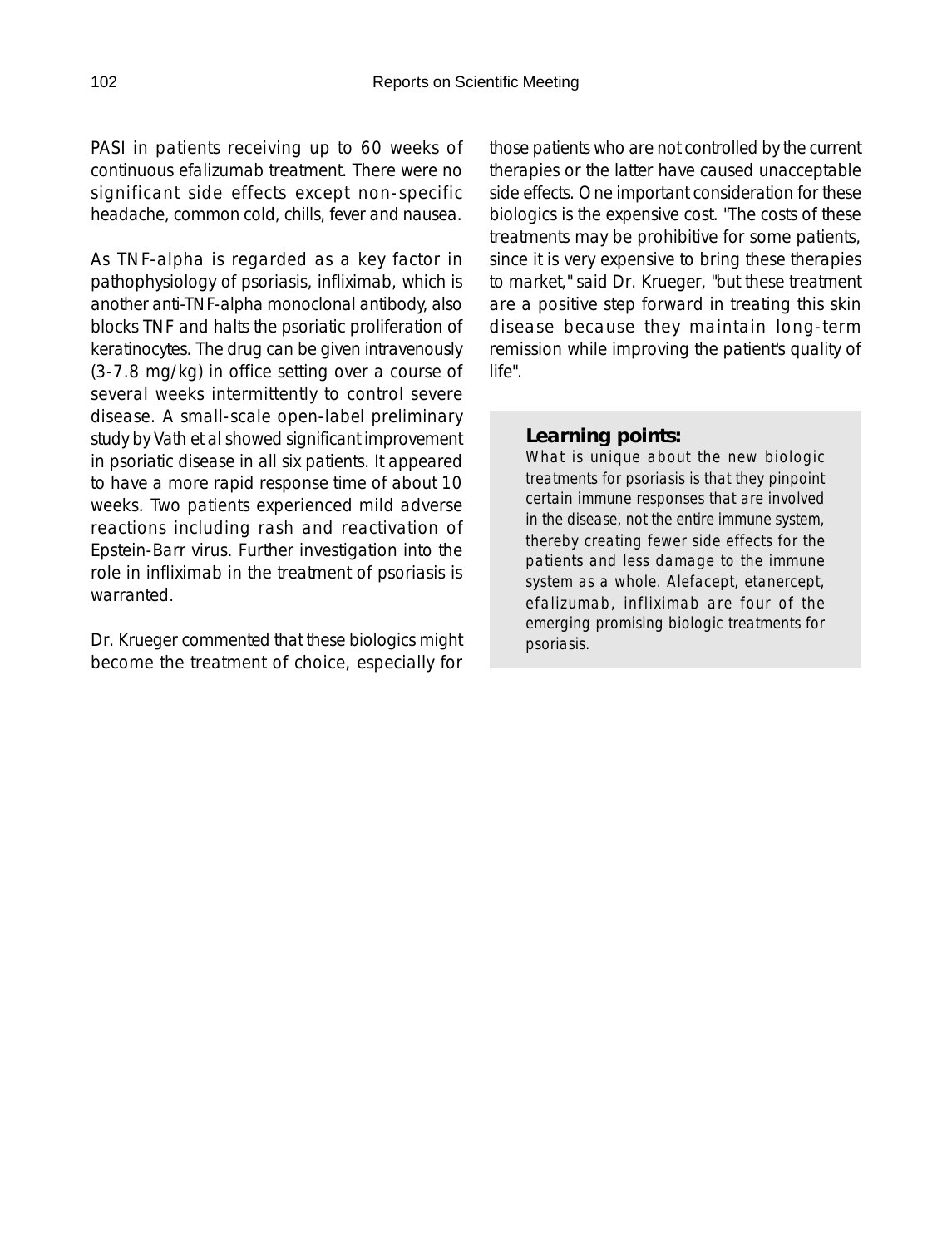PASI in patients receiving up to 60 weeks of continuous efalizumab treatment. There were no significant side effects except non-specific headache, common cold, chills, fever and nausea.

As TNF-alpha is regarded as a key factor in pathophysiology of psoriasis, infliximab, which is another anti-TNF-alpha monoclonal antibody, also blocks TNF and halts the psoriatic proliferation of keratinocytes. The drug can be given intravenously (3-7.8 mg/kg) in office setting over a course of several weeks intermittently to control severe disease. A small-scale open-label preliminary study by Vath et al showed significant improvement in psoriatic disease in all six patients. It appeared to have a more rapid response time of about 10 weeks. Two patients experienced mild adverse reactions including rash and reactivation of Epstein-Barr virus. Further investigation into the role in infliximab in the treatment of psoriasis is warranted.

Dr. Krueger commented that these biologics might become the treatment of choice, especially for those patients who are not controlled by the current therapies or the latter have caused unacceptable side effects. One important consideration for these biologics is the expensive cost. "The costs of these treatments may be prohibitive for some patients, since it is very expensive to bring these therapies to market," said Dr. Krueger, "but these treatment are a positive step forward in treating this skin disease because they maintain long-term remission while improving the patient's quality of life".

**Learning points:**

What is unique about the new biologic treatments for psoriasis is that they pinpoint certain immune responses that are involved in the disease, not the entire immune system, thereby creating fewer side effects for the patients and less damage to the immune system as a whole. Alefacept, etanercept, efalizumab, infliximab are four of the emerging promising biologic treatments for psoriasis.